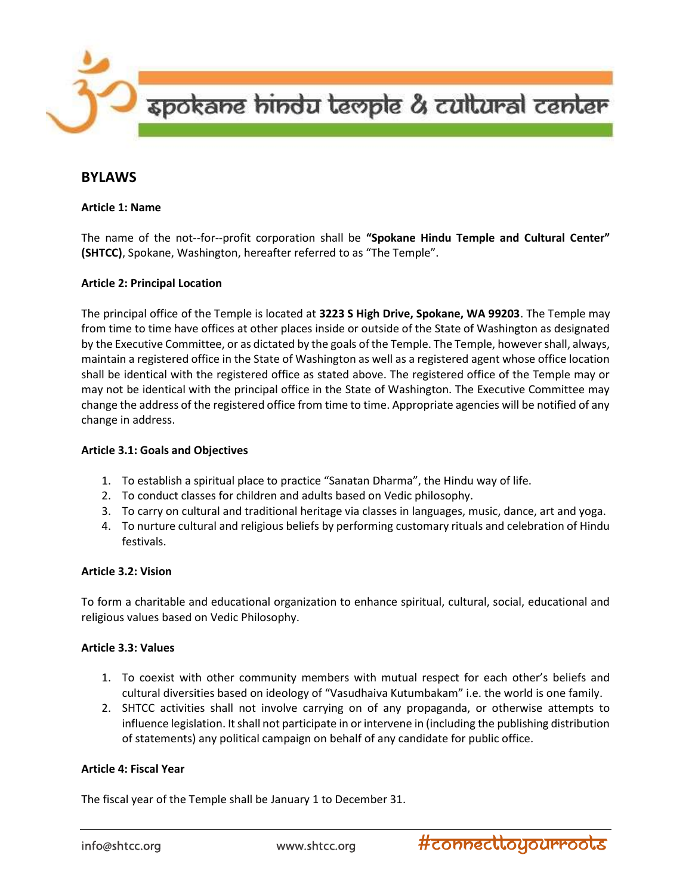# spokane hindu temple & cultural center

## BYLAWS

**Article 1: Name**

The name of the not--for--profit corporation shall be **"Spokane Hindu Temple and Cultural Center" (SHTCC)**, Spokane, Washington, hereafter referred to as "The Temple".

**Article 2: Principal Location**

The principal office of the Temple is located at **3223 S High Drive, Spokane, WA 99203**. The Temple may from time to time have offices at other places inside or outside of the State of Washington as designated by the Executive Committee, or as dictated by the goals of the Temple. The Temple, however shall, always, maintain a registered office in the State of Washington as well as a registered agent whose office location shall be identical with the registered office as stated above. The registered office of the Temple may or may not be identical with the principal office in the State of Washington. The Executive Committee may change the address of the registered office from time to time. Appropriate agencies will be notified of any change in address.

**Article 3.1: Goals and Objectives**

1. To establish a spiritual place to practice "Sanatan Dharma", the Hindu way of life.
2. To conduct classes for children and adults based on Vedic philosophy.
3. To carry on cultural and traditional heritage via classes in languages, music, dance, art and yoga.
4. To nurture cultural and religious beliefs by performing customary rituals and celebration of Hindu festivals.

**Article 3.2: Vision**

To form a charitable and educational organization to enhance spiritual, cultural, social, educational and religious values based on Vedic Philosophy.

**Article 3.3: Values**

1. To coexist with other community members with mutual respect for each other's beliefs and cultural diversities based on ideology of "Vasudhaiva Kutumbakam" i.e. the world is one family.
2. SHTCC activities shall not involve carrying on of any propaganda, or otherwise attempts to influence legislation. It shall not participate in or intervene in (including the publishing distribution of statements) any political campaign on behalf of any candidate for public office.

**Article 4: Fiscal Year**

The fiscal year of the Temple shall be January 1 to December 31.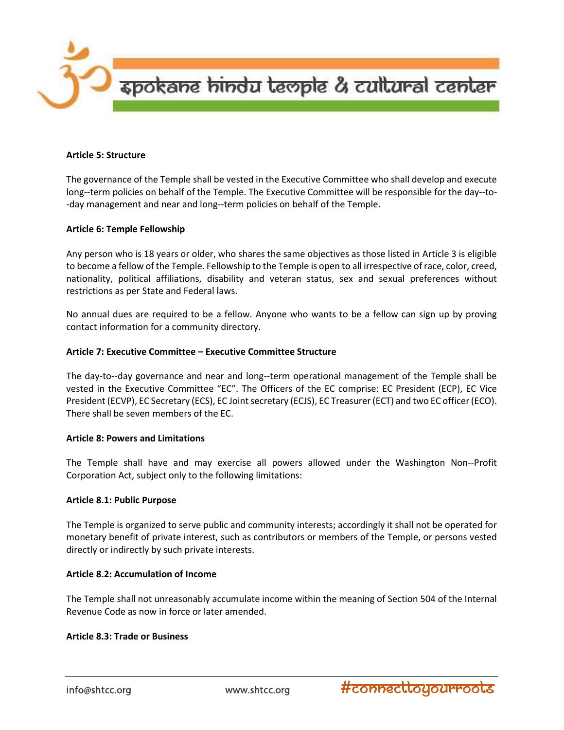**Article 5: Structure**

The governance of the Temple shall be vested in the Executive Committee who shall develop and execute long--term policies on behalf of the Temple. The Executive Committee will be responsible for the day--to--day management and near and long--term policies on behalf of the Temple.

**Article 6: Temple Fellowship**

Any person who is 18 years or older, who shares the same objectives as those listed in Article 3 is eligible to become a fellow of the Temple. Fellowship to the Temple is open to all irrespective of race, color, creed, nationality, political affiliations, disability and veteran status, sex and sexual preferences without restrictions as per State and Federal laws.

No annual dues are required to be a fellow. Anyone who wants to be a fellow can sign up by proving contact information for a community directory.

**Article 7: Executive Committee – Executive Committee Structure**

The day-to--day governance and near and long--term operational management of the Temple shall be vested in the Executive Committee "EC". The Officers of the EC comprise: EC President (ECP), EC Vice President (ECVP), EC Secretary (ECS), EC Joint secretary (ECJS), EC Treasurer (ECT) and two EC officer (ECO). There shall be seven members of the EC.

**Article 8: Powers and Limitations**

The Temple shall have and may exercise all powers allowed under the Washington Non--Profit Corporation Act, subject only to the following limitations:

**Article 8.1: Public Purpose**

The Temple is organized to serve public and community interests; accordingly it shall not be operated for monetary benefit of private interest, such as contributors or members of the Temple, or persons vested directly or indirectly by such private interests.

**Article 8.2: Accumulation of Income**

The Temple shall not unreasonably accumulate income within the meaning of Section 504 of the Internal Revenue Code as now in force or later amended.

**Article 8.3: Trade or Business**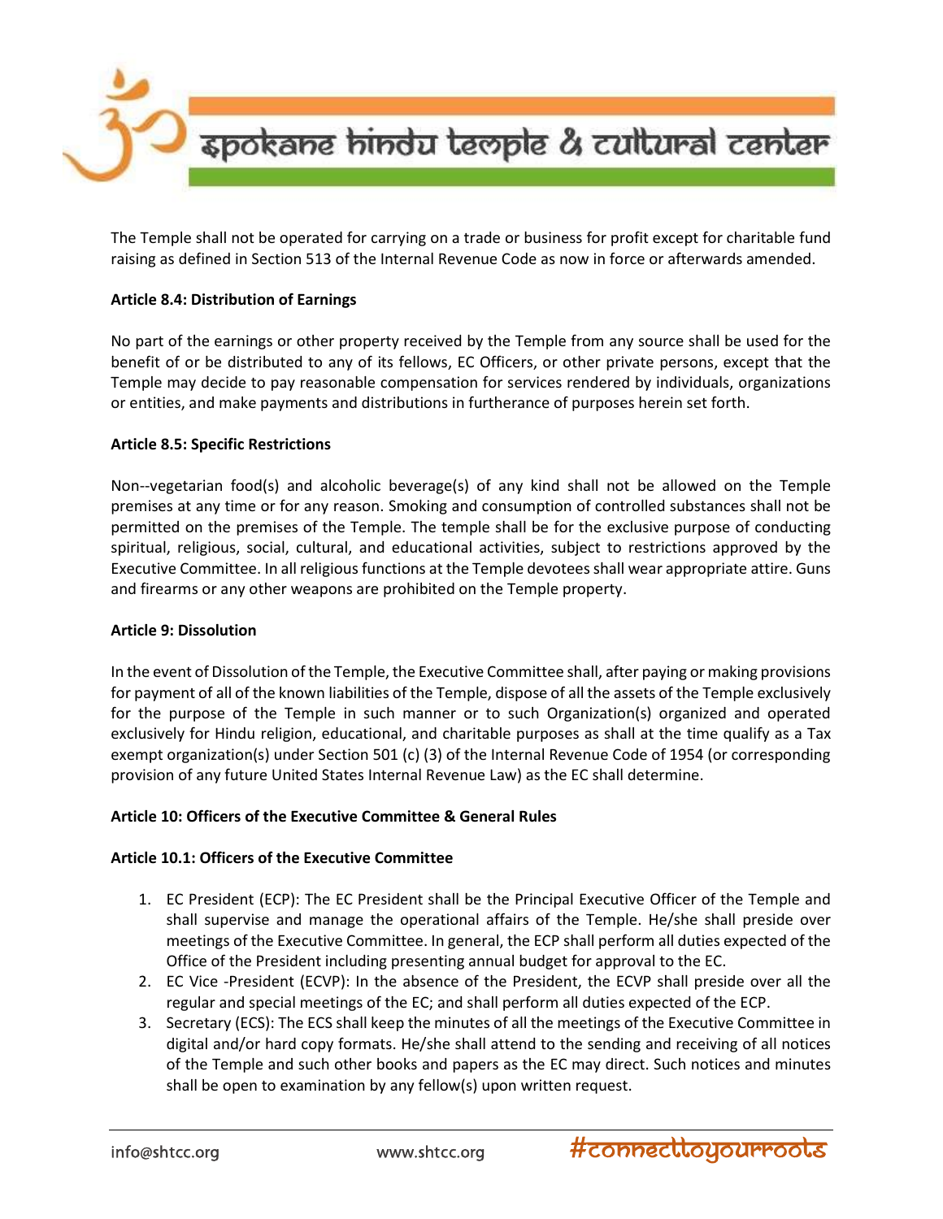The Temple shall not be operated for carrying on a trade or business for profit except for charitable fund raising as defined in Section 513 of the Internal Revenue Code as now in force or afterwards amended.

**Article 8.4: Distribution of Earnings**

No part of the earnings or other property received by the Temple from any source shall be used for the benefit of or be distributed to any of its fellows, EC Officers, or other private persons, except that the Temple may decide to pay reasonable compensation for services rendered by individuals, organizations or entities, and make payments and distributions in furtherance of purposes herein set forth.

**Article 8.5: Specific Restrictions**

Non--vegetarian food(s) and alcoholic beverage(s) of any kind shall not be allowed on the Temple premises at any time or for any reason. Smoking and consumption of controlled substances shall not be permitted on the premises of the Temple. The temple shall be for the exclusive purpose of conducting spiritual, religious, social, cultural, and educational activities, subject to restrictions approved by the Executive Committee. In all religious functions at the Temple devotees shall wear appropriate attire. Guns and firearms or any other weapons are prohibited on the Temple property.

**Article 9: Dissolution**

In the event of Dissolution of the Temple, the Executive Committee shall, after paying or making provisions for payment of all of the known liabilities of the Temple, dispose of all the assets of the Temple exclusively for the purpose of the Temple in such manner or to such Organization(s) organized and operated exclusively for Hindu religion, educational, and charitable purposes as shall at the time qualify as a Tax exempt organization(s) under Section 501 (c) (3) of the Internal Revenue Code of 1954 (or corresponding provision of any future United States Internal Revenue Law) as the EC shall determine.

**Article 10: Officers of the Executive Committee & General Rules**

**Article 10.1: Officers of the Executive Committee**

1. EC President (ECP): The EC President shall be the Principal Executive Officer of the Temple and shall supervise and manage the operational affairs of the Temple. He/she shall preside over meetings of the Executive Committee. In general, the ECP shall perform all duties expected of the Office of the President including presenting annual budget for approval to the EC.
2. EC Vice -President (ECVP): In the absence of the President, the ECVP shall preside over all the regular and special meetings of the EC; and shall perform all duties expected of the ECP.
3. Secretary (ECS): The ECS shall keep the minutes of all the meetings of the Executive Committee in digital and/or hard copy formats. He/she shall attend to the sending and receiving of all notices of the Temple and such other books and papers as the EC may direct. Such notices and minutes shall be open to examination by any fellow(s) upon written request.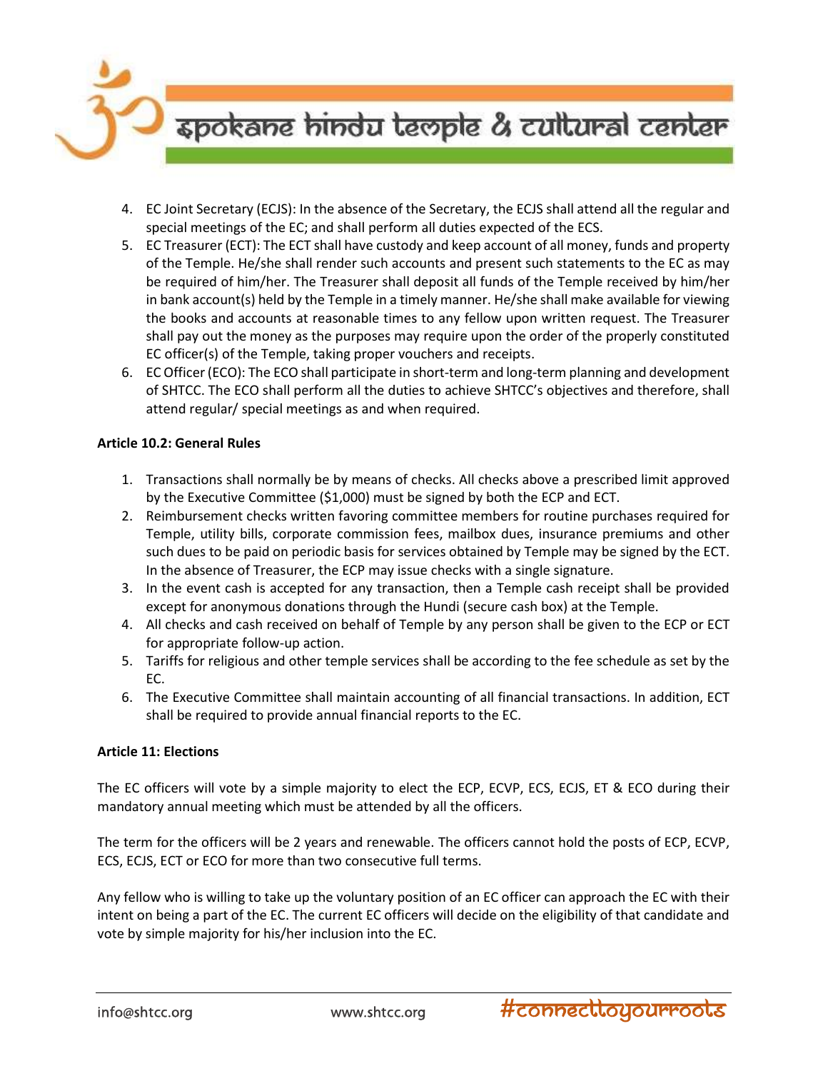4. EC Joint Secretary (ECJS): In the absence of the Secretary, the ECJS shall attend all the regular and special meetings of the EC; and shall perform all duties expected of the ECS.
5. EC Treasurer (ECT): The ECT shall have custody and keep account of all money, funds and property of the Temple. He/she shall render such accounts and present such statements to the EC as may be required of him/her. The Treasurer shall deposit all funds of the Temple received by him/her in bank account(s) held by the Temple in a timely manner. He/she shall make available for viewing the books and accounts at reasonable times to any fellow upon written request. The Treasurer shall pay out the money as the purposes may require upon the order of the properly constituted EC officer(s) of the Temple, taking proper vouchers and receipts.
6. EC Officer (ECO): The ECO shall participate in short-term and long-term planning and development of SHTCC. The ECO shall perform all the duties to achieve SHTCC's objectives and therefore, shall attend regular/ special meetings as and when required.

**Article 10.2: General Rules**

1. Transactions shall normally be by means of checks. All checks above a prescribed limit approved by the Executive Committee ($1,000) must be signed by both the ECP and ECT.
2. Reimbursement checks written favoring committee members for routine purchases required for Temple, utility bills, corporate commission fees, mailbox dues, insurance premiums and other such dues to be paid on periodic basis for services obtained by Temple may be signed by the ECT. In the absence of Treasurer, the ECP may issue checks with a single signature.
3. In the event cash is accepted for any transaction, then a Temple cash receipt shall be provided except for anonymous donations through the Hundi (secure cash box) at the Temple.
4. All checks and cash received on behalf of Temple by any person shall be given to the ECP or ECT for appropriate follow-up action.
5. Tariffs for religious and other temple services shall be according to the fee schedule as set by the EC.
6. The Executive Committee shall maintain accounting of all financial transactions. In addition, ECT shall be required to provide annual financial reports to the EC.

**Article 11: Elections**

The EC officers will vote by a simple majority to elect the ECP, ECVP, ECS, ECJS, ET & ECO during their mandatory annual meeting which must be attended by all the officers.

The term for the officers will be 2 years and renewable. The officers cannot hold the posts of ECP, ECVP, ECS, ECJS, ECT or ECO for more than two consecutive full terms.

Any fellow who is willing to take up the voluntary position of an EC officer can approach the EC with their intent on being a part of the EC. The current EC officers will decide on the eligibility of that candidate and vote by simple majority for his/her inclusion into the EC.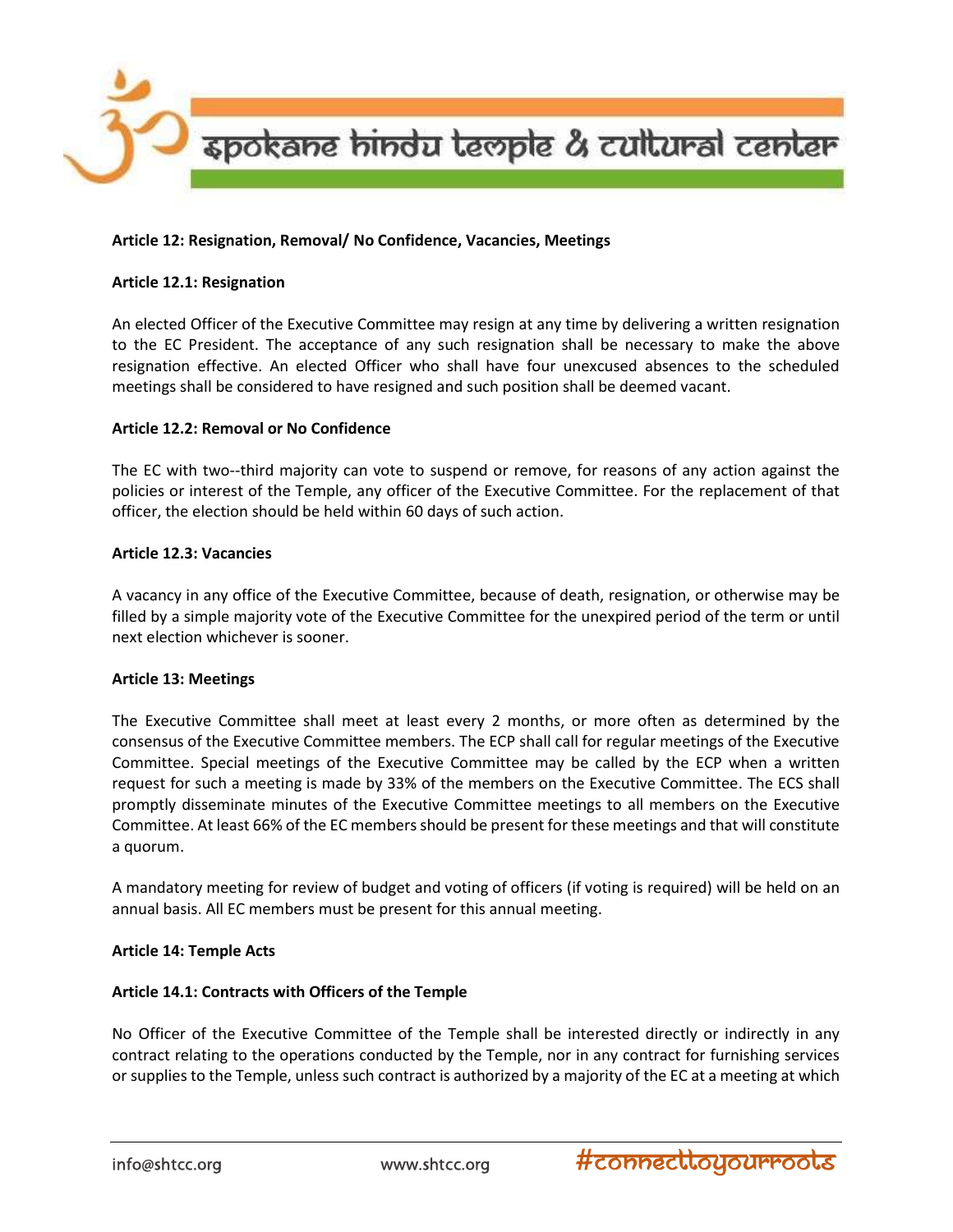**Article 12: Resignation, Removal/ No Confidence, Vacancies, Meetings**

**Article 12.1: Resignation**

An elected Officer of the Executive Committee may resign at any time by delivering a written resignation to the EC President. The acceptance of any such resignation shall be necessary to make the above resignation effective. An elected Officer who shall have four unexcused absences to the scheduled meetings shall be considered to have resigned and such position shall be deemed vacant.

**Article 12.2: Removal or No Confidence**

The EC with two--third majority can vote to suspend or remove, for reasons of any action against the policies or interest of the Temple, any officer of the Executive Committee. For the replacement of that officer, the election should be held within 60 days of such action.

**Article 12.3: Vacancies**

A vacancy in any office of the Executive Committee, because of death, resignation, or otherwise may be filled by a simple majority vote of the Executive Committee for the unexpired period of the term or until next election whichever is sooner.

**Article 13: Meetings**

The Executive Committee shall meet at least every 2 months, or more often as determined by the consensus of the Executive Committee members. The ECP shall call for regular meetings of the Executive Committee. Special meetings of the Executive Committee may be called by the ECP when a written request for such a meeting is made by 33% of the members on the Executive Committee. The ECS shall promptly disseminate minutes of the Executive Committee meetings to all members on the Executive Committee. At least 66% of the EC members should be present for these meetings and that will constitute a quorum.

A mandatory meeting for review of budget and voting of officers (if voting is required) will be held on an annual basis. All EC members must be present for this annual meeting.

**Article 14: Temple Acts**

**Article 14.1: Contracts with Officers of the Temple**

No Officer of the Executive Committee of the Temple shall be interested directly or indirectly in any contract relating to the operations conducted by the Temple, nor in any contract for furnishing services or supplies to the Temple, unless such contract is authorized by a majority of the EC at a meeting at which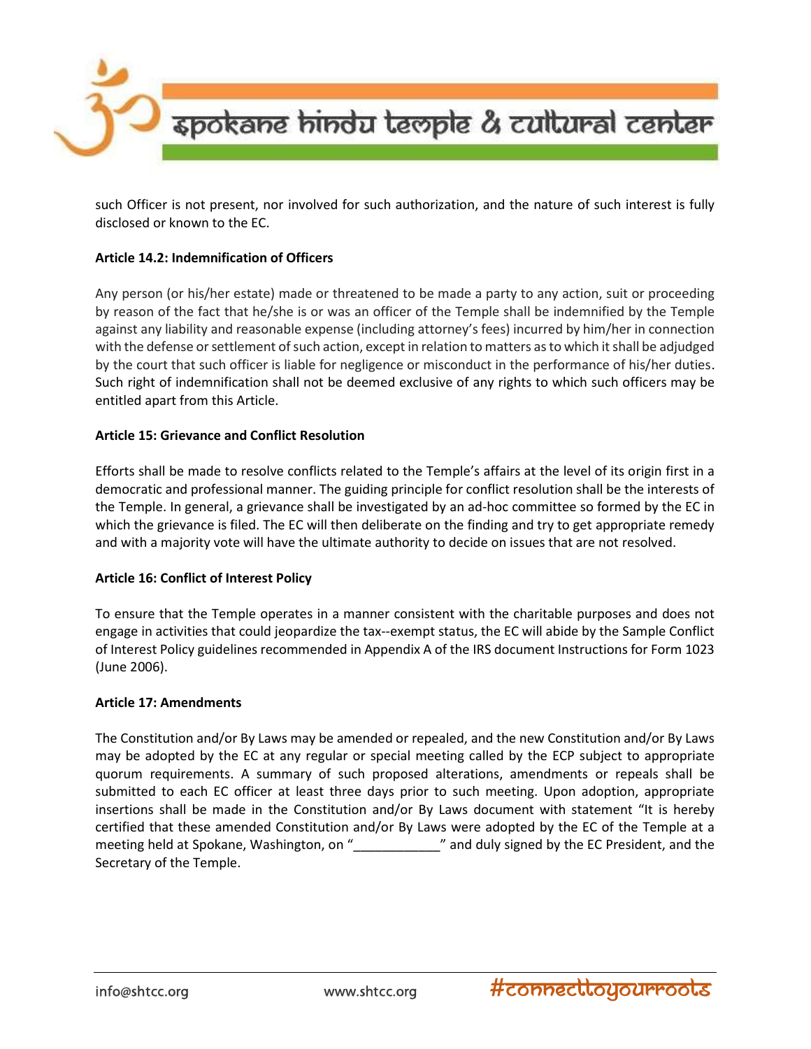such Officer is not present, nor involved for such authorization, and the nature of such interest is fully disclosed or known to the EC.

**Article 14.2: Indemnification of Officers**

Any person (or his/her estate) made or threatened to be made a party to any action, suit or proceeding by reason of the fact that he/she is or was an officer of the Temple shall be indemnified by the Temple against any liability and reasonable expense (including attorney's fees) incurred by him/her in connection with the defense or settlement of such action, except in relation to matters as to which it shall be adjudged by the court that such officer is liable for negligence or misconduct in the performance of his/her duties. Such right of indemnification shall not be deemed exclusive of any rights to which such officers may be entitled apart from this Article.

**Article 15: Grievance and Conflict Resolution**

Efforts shall be made to resolve conflicts related to the Temple's affairs at the level of its origin first in a democratic and professional manner. The guiding principle for conflict resolution shall be the interests of the Temple. In general, a grievance shall be investigated by an ad-hoc committee so formed by the EC in which the grievance is filed. The EC will then deliberate on the finding and try to get appropriate remedy and with a majority vote will have the ultimate authority to decide on issues that are not resolved.

**Article 16: Conflict of Interest Policy**

To ensure that the Temple operates in a manner consistent with the charitable purposes and does not engage in activities that could jeopardize the tax--exempt status, the EC will abide by the Sample Conflict of Interest Policy guidelines recommended in Appendix A of the IRS document Instructions for Form 1023 (June 2006).

**Article 17: Amendments**

The Constitution and/or By Laws may be amended or repealed, and the new Constitution and/or By Laws may be adopted by the EC at any regular or special meeting called by the ECP subject to appropriate quorum requirements. A summary of such proposed alterations, amendments or repeals shall be submitted to each EC officer at least three days prior to such meeting. Upon adoption, appropriate insertions shall be made in the Constitution and/or By Laws document with statement "It is hereby certified that these amended Constitution and/or By Laws were adopted by the EC of the Temple at a meeting held at Spokane, Washington, on "____________" and duly signed by the EC President, and the Secretary of the Temple.